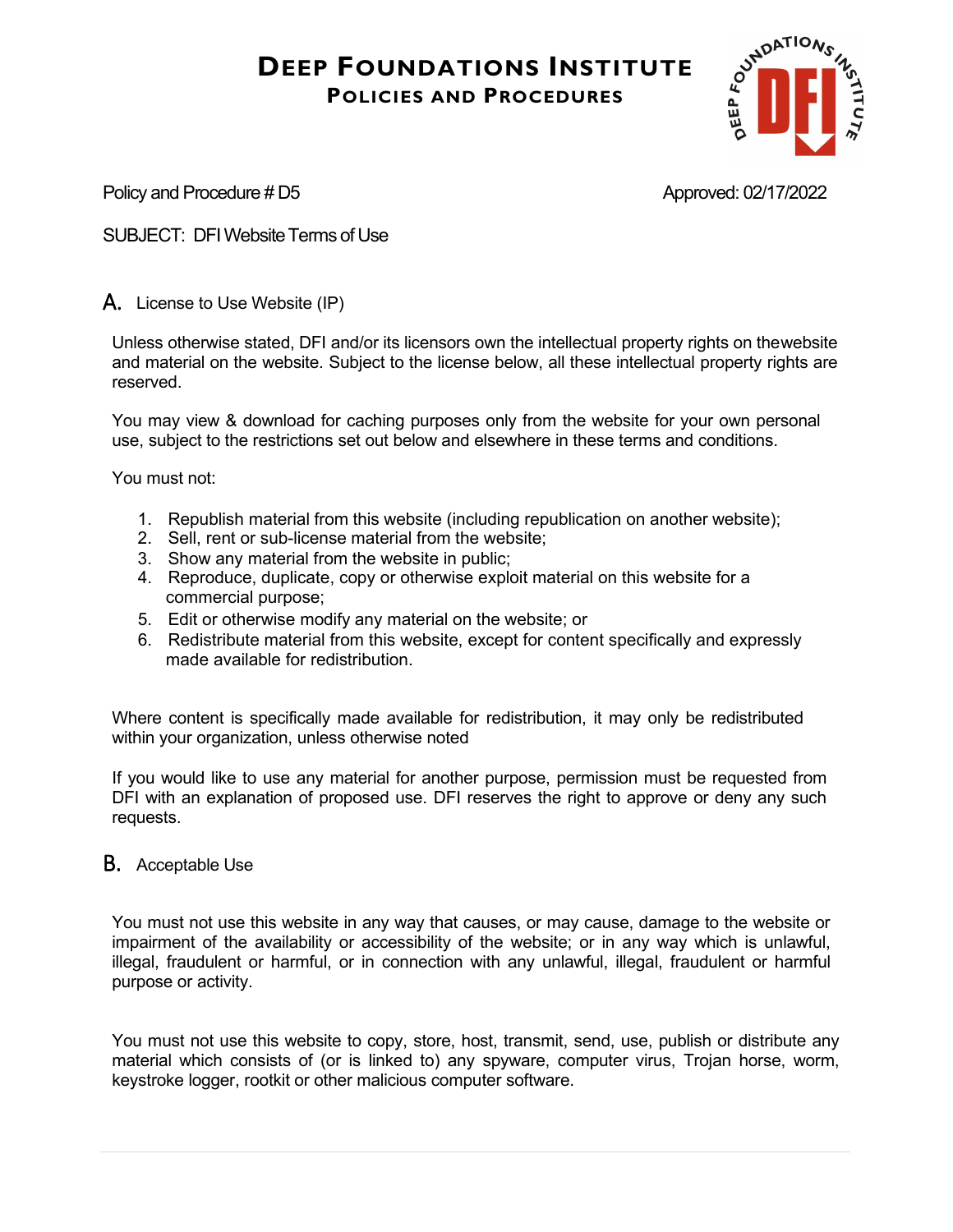# Deep Foundations Institute

## Policies and Procedures

Policy and Procedure # D5 Approved: 02/17/2022

SUBJECT: DFI Website Terms of Use

### A. License to Use Website (IP)

Unless otherwise stated, DFI and/or its licensors own the intellectual property rights on thewebsite and material on the website. Subject to the license below, all these intellectual property rights are reserved.

You may view & download for caching purposes only from the website for your own personal use, subject to the restrictions set out below and elsewhere in these terms and conditions.

You must not:

1. Republish material from this website (including republication on another website);
2. Sell, rent or sub-license material from the website;
3. Show any material from the website in public;
4. Reproduce, duplicate, copy or otherwise exploit material on this website for a commercial purpose;
5. Edit or otherwise modify any material on the website; or
6. Redistribute material from this website, except for content specifically and expressly made available for redistribution.

Where content is specifically made available for redistribution, it may only be redistributed within your organization, unless otherwise noted

If you would like to use any material for another purpose, permission must be requested from DFI with an explanation of proposed use. DFI reserves the right to approve or deny any such requests.

### B. Acceptable Use

You must not use this website in any way that causes, or may cause, damage to the website or impairment of the availability or accessibility of the website; or in any way which is unlawful, illegal, fraudulent or harmful, or in connection with any unlawful, illegal, fraudulent or harmful purpose or activity.

You must not use this website to copy, store, host, transmit, send, use, publish or distribute any material which consists of (or is linked to) any spyware, computer virus, Trojan horse, worm, keystroke logger, rootkit or other malicious computer software.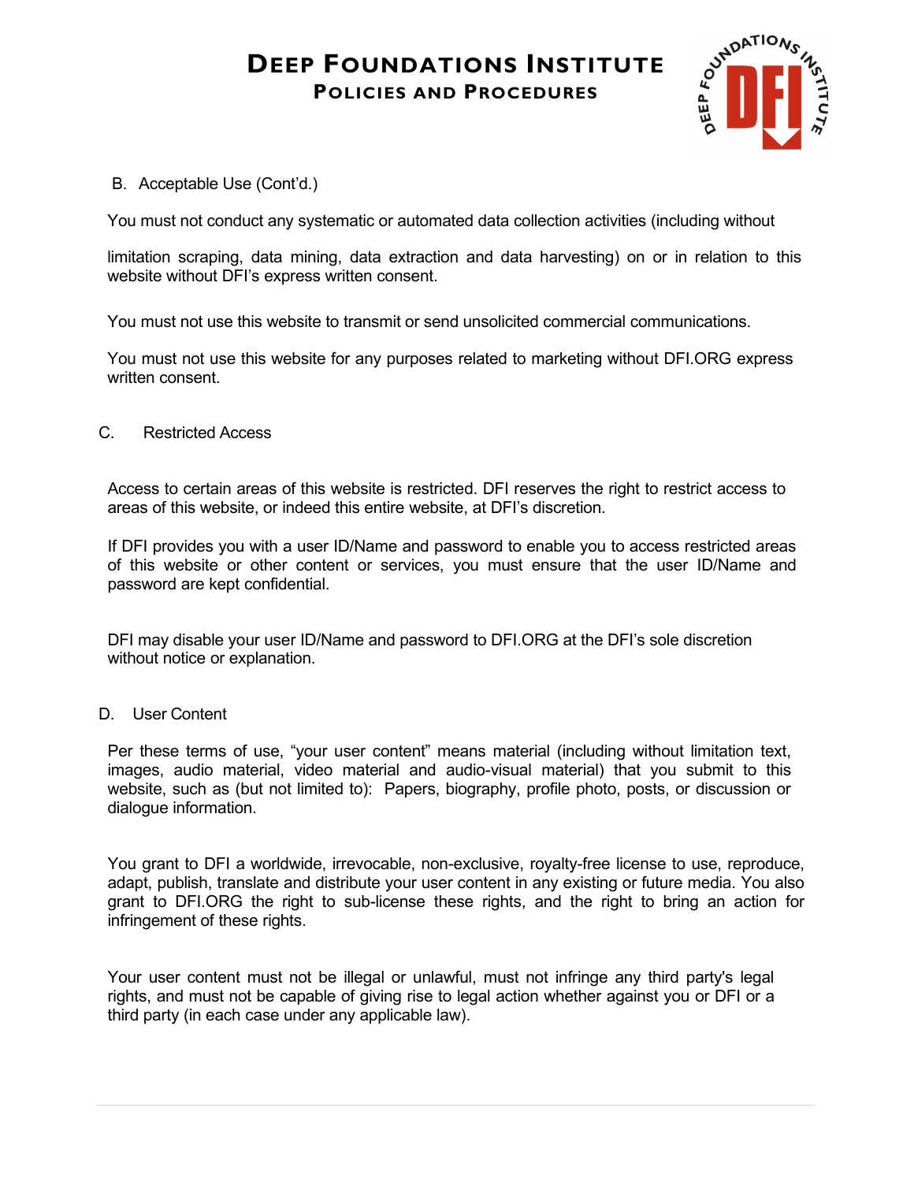B. Acceptable Use (Cont'd.)

You must not conduct any systematic or automated data collection activities (including without limitation scraping, data mining, data extraction and data harvesting) on or in relation to this website without DFI's express written consent.

You must not use this website to transmit or send unsolicited commercial communications.

You must not use this website for any purposes related to marketing without DFI.ORG express written consent.

C. Restricted Access

Access to certain areas of this website is restricted. DFI reserves the right to restrict access to areas of this website, or indeed this entire website, at DFI's discretion.

If DFI provides you with a user ID/Name and password to enable you to access restricted areas of this website or other content or services, you must ensure that the user ID/Name and password are kept confidential.

DFI may disable your user ID/Name and password to DFI.ORG at the DFI's sole discretion without notice or explanation.

D. User Content

Per these terms of use, "your user content" means material (including without limitation text, images, audio material, video material and audio-visual material) that you submit to this website, such as (but not limited to): Papers, biography, profile photo, posts, or discussion or dialogue information.

You grant to DFI a worldwide, irrevocable, non-exclusive, royalty-free license to use, reproduce, adapt, publish, translate and distribute your user content in any existing or future media. You also grant to DFI.ORG the right to sub-license these rights, and the right to bring an action for infringement of these rights.

Your user content must not be illegal or unlawful, must not infringe any third party's legal rights, and must not be capable of giving rise to legal action whether against you or DFI or a third party (in each case under any applicable law).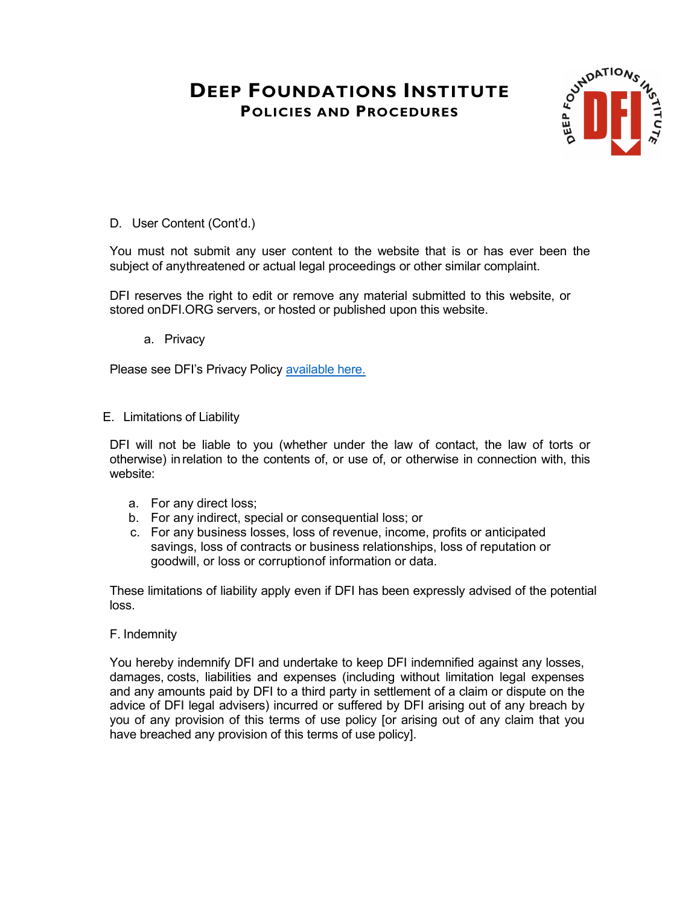D. User Content (Cont'd.)

You must not submit any user content to the website that is or has ever been the subject of anythreatened or actual legal proceedings or other similar complaint.

DFI reserves the right to edit or remove any material submitted to this website, or stored onDFI.ORG servers, or hosted or published upon this website.

a. Privacy

Please see DFI's Privacy Policy available here.

E. Limitations of Liability

DFI will not be liable to you (whether under the law of contact, the law of torts or otherwise) in relation to the contents of, or use of, or otherwise in connection with, this website:

a. For any direct loss;
b. For any indirect, special or consequential loss; or
c. For any business losses, loss of revenue, income, profits or anticipated savings, loss of contracts or business relationships, loss of reputation or goodwill, or loss or corruptionof information or data.

These limitations of liability apply even if DFI has been expressly advised of the potential loss.

F. Indemnity

You hereby indemnify DFI and undertake to keep DFI indemnified against any losses, damages, costs, liabilities and expenses (including without limitation legal expenses and any amounts paid by DFI to a third party in settlement of a claim or dispute on the advice of DFI legal advisers) incurred or suffered by DFI arising out of any breach by you of any provision of this terms of use policy [or arising out of any claim that you have breached any provision of this terms of use policy].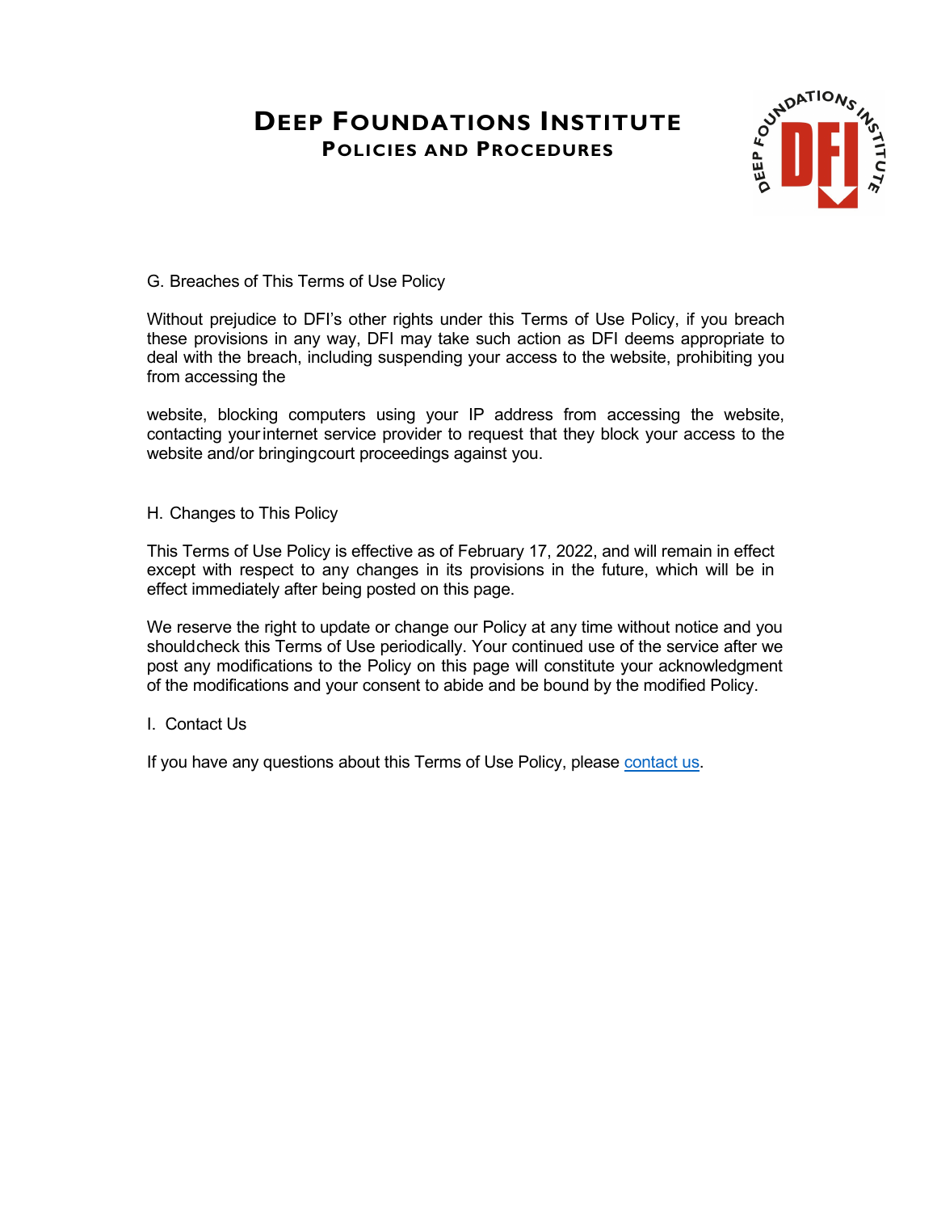G. Breaches of This Terms of Use Policy

Without prejudice to DFI's other rights under this Terms of Use Policy, if you breach these provisions in any way, DFI may take such action as DFI deems appropriate to deal with the breach, including suspending your access to the website, prohibiting you from accessing the website, blocking computers using your IP address from accessing the website, contacting your internet service provider to request that they block your access to the website and/or bringing court proceedings against you.

H. Changes to This Policy

This Terms of Use Policy is effective as of February 17, 2022, and will remain in effect except with respect to any changes in its provisions in the future, which will be in effect immediately after being posted on this page.

We reserve the right to update or change our Policy at any time without notice and you should check this Terms of Use periodically. Your continued use of the service after we post any modifications to the Policy on this page will constitute your acknowledgment of the modifications and your consent to abide and be bound by the modified Policy.

I. Contact Us

If you have any questions about this Terms of Use Policy, please contact us.